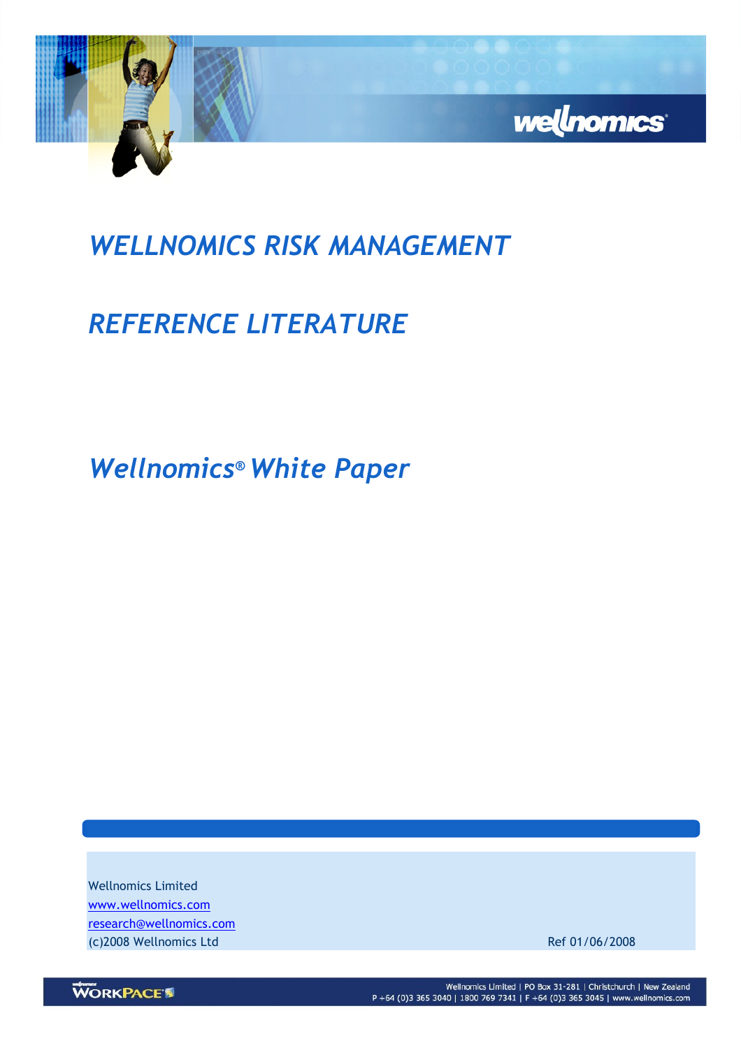# *WELLNOMICS RISK MANAGEMENT*

# *REFERENCE LITERATURE*

## *Wellnomics® White Paper*

Wellnomics Limited
www.wellnomics.com
research@wellnomics.com
(c)2008 Wellnomics Ltd

Ref 01/06/2008

Wellnomics Limited | PO Box 31-281 | Christchurch | New Zealand
P +64 (0)3 365 3040 | 1800 769 7341 | F +64 (0)3 365 3045 | www.wellnomics.com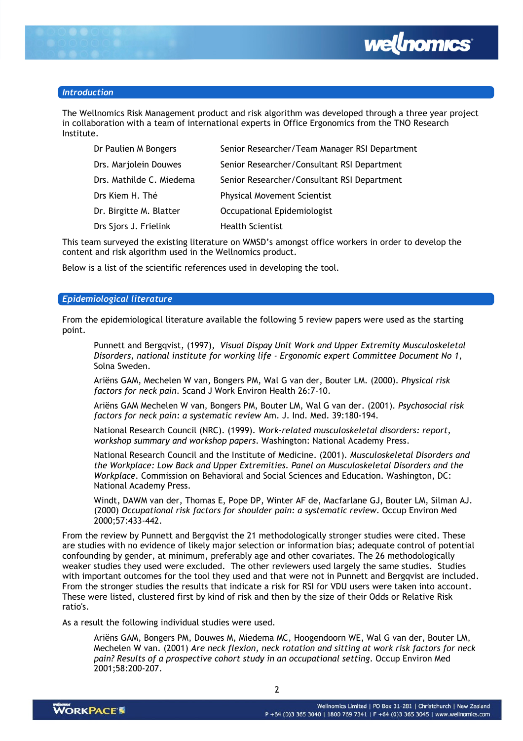## Introduction

The Wellnomics Risk Management product and risk algorithm was developed through a three year project in collaboration with a team of international experts in Office Ergonomics from the TNO Research Institute.

| | |
|---|---|
| Dr Paulien M Bongers | Senior Researcher/Team Manager RSI Department |
| Drs. Marjolein Douwes | Senior Researcher/Consultant RSI Department |
| Drs. Mathilde C. Miedema | Senior Researcher/Consultant RSI Department |
| Drs Kiem H. Thé | Physical Movement Scientist |
| Dr. Birgitte M. Blatter | Occupational Epidemiologist |
| Drs Sjors J. Frielink | Health Scientist |

This team surveyed the existing literature on WMSD's amongst office workers in order to develop the content and risk algorithm used in the Wellnomics product.

Below is a list of the scientific references used in developing the tool.

## Epidemiological literature

From the epidemiological literature available the following 5 review papers were used as the starting point.

> Punnett and Bergqvist, (1997), *Visual Dispay Unit Work and Upper Extremity Musculoskeletal Disorders, national institute for working life - Ergonomic expert Committee Document No 1*, Solna Sweden.
>
> Ariëns GAM, Mechelen W van, Bongers PM, Wal G van der, Bouter LM. (2000). *Physical risk factors for neck pain*. Scand J Work Environ Health 26:7-10.
>
> Ariëns GAM Mechelen W van, Bongers PM, Bouter LM, Wal G van der. (2001). *Psychosocial risk factors for neck pain: a systematic review* Am. J. Ind. Med. 39:180-194.
>
> National Research Council (NRC). (1999). *Work-related musculoskeletal disorders: report, workshop summary and workshop papers*. Washington: National Academy Press.
>
> National Research Council and the Institute of Medicine. (2001). *Musculoskeletal Disorders and the Workplace: Low Back and Upper Extremities. Panel on Musculoskeletal Disorders and the Workplace*. Commission on Behavioral and Social Sciences and Education. Washington, DC: National Academy Press.
>
> Windt, DAWM van der, Thomas E, Pope DP, Winter AF de, Macfarlane GJ, Bouter LM, Silman AJ. (2000) *Occupational risk factors for shoulder pain: a systematic review*. Occup Environ Med 2000;57:433-442.

From the review by Punnett and Bergqvist the 21 methodologically stronger studies were cited. These are studies with no evidence of likely major selection or information bias; adequate control of potential confounding by gender, at minimum, preferably age and other covariates. The 26 methodologically weaker studies they used were excluded. The other reviewers used largely the same studies. Studies with important outcomes for the tool they used and that were not in Punnett and Bergqvist are included. From the stronger studies the results that indicate a risk for RSI for VDU users were taken into account. These were listed, clustered first by kind of risk and then by the size of their Odds or Relative Risk ratio's.

As a result the following individual studies were used.

> Ariëns GAM, Bongers PM, Douwes M, Miedema MC, Hoogendoorn WE, Wal G van der, Bouter LM, Mechelen W van. (2001) *Are neck flexion, neck rotation and sitting at work risk factors for neck pain? Results of a prospective cohort study in an occupational setting*. Occup Environ Med 2001;58:200-207.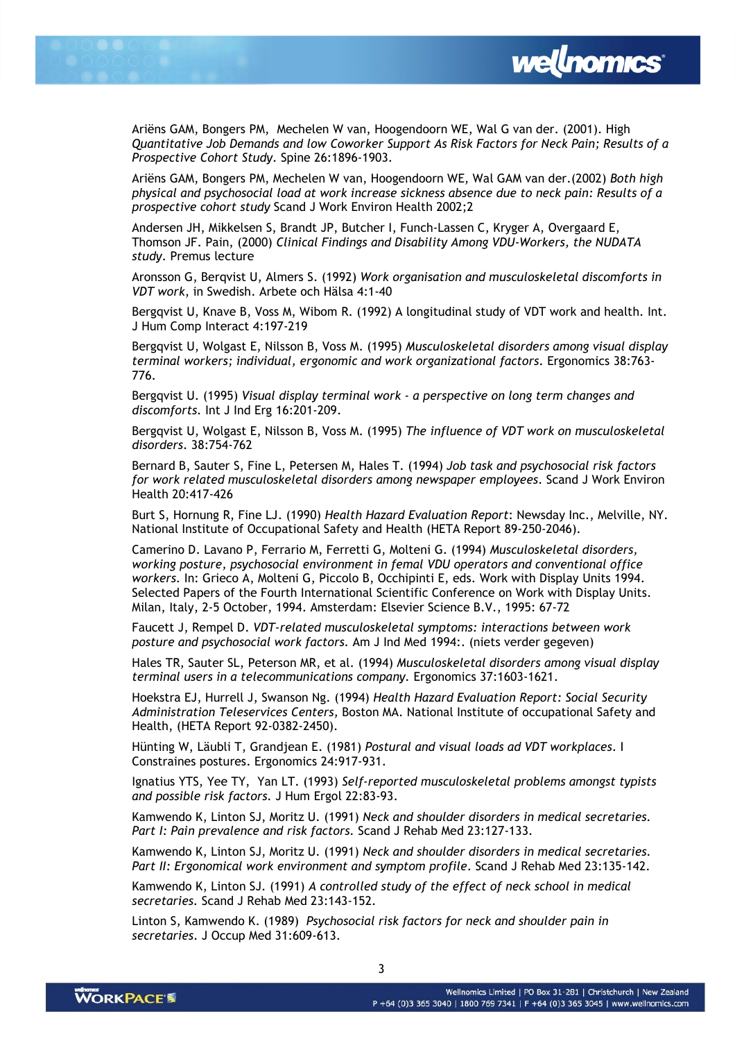Ariëns GAM, Bongers PM, Mechelen W van, Hoogendoorn WE, Wal G van der. (2001). High *Quantitative Job Demands and low Coworker Support As Risk Factors for Neck Pain; Results of a Prospective Cohort Study*. Spine 26:1896-1903.

Ariëns GAM, Bongers PM, Mechelen W van, Hoogendoorn WE, Wal GAM van der.(2002) *Both high physical and psychosocial load at work increase sickness absence due to neck pain: Results of a prospective cohort study* Scand J Work Environ Health 2002;2

Andersen JH, Mikkelsen S, Brandt JP, Butcher I, Funch-Lassen C, Kryger A, Overgaard E, Thomson JF. Pain, (2000) *Clinical Findings and Disability Among VDU-Workers, the NUDATA study*. Premus lecture

Aronsson G, Berqvist U, Almers S. (1992) *Work organisation and musculoskeletal discomforts in VDT work*, in Swedish. Arbete och Hälsa 4:1-40

Bergqvist U, Knave B, Voss M, Wibom R. (1992) A longitudinal study of VDT work and health. Int. J Hum Comp Interact 4:197-219

Bergqvist U, Wolgast E, Nilsson B, Voss M. (1995) *Musculoskeletal disorders among visual display terminal workers; individual, ergonomic and work organizational factors*. Ergonomics 38:763-776.

Bergqvist U. (1995) *Visual display terminal work - a perspective on long term changes and discomforts*. Int J Ind Erg 16:201-209.

Bergqvist U, Wolgast E, Nilsson B, Voss M. (1995) *The influence of VDT work on musculoskeletal disorders*. 38:754-762

Bernard B, Sauter S, Fine L, Petersen M, Hales T. (1994) *Job task and psychosocial risk factors for work related musculoskeletal disorders among newspaper employees*. Scand J Work Environ Health 20:417-426

Burt S, Hornung R, Fine LJ. (1990) *Health Hazard Evaluation Report*: Newsday Inc., Melville, NY. National Institute of Occupational Safety and Health (HETA Report 89-250-2046).

Camerino D. Lavano P, Ferrario M, Ferretti G, Molteni G. (1994) *Musculoskeletal disorders, working posture, psychosocial environment in femal VDU operators and conventional office workers*. In: Grieco A, Molteni G, Piccolo B, Occhipinti E, eds. Work with Display Units 1994. Selected Papers of the Fourth International Scientific Conference on Work with Display Units. Milan, Italy, 2-5 October, 1994. Amsterdam: Elsevier Science B.V., 1995: 67-72

Faucett J, Rempel D. *VDT-related musculoskeletal symptoms: interactions between work posture and psychosocial work factors*. Am J Ind Med 1994:. (niets verder gegeven)

Hales TR, Sauter SL, Peterson MR, et al. (1994) *Musculoskeletal disorders among visual display terminal users in a telecommunications company*. Ergonomics 37:1603-1621.

Hoekstra EJ, Hurrell J, Swanson Ng. (1994) *Health Hazard Evaluation Report: Social Security Administration Teleservices Centers*, Boston MA. National Institute of occupational Safety and Health, (HETA Report 92-0382-2450).

Hünting W, Läubli T, Grandjean E. (1981) *Postural and visual loads ad VDT workplaces*. I Constraines postures. Ergonomics 24:917-931.

Ignatius YTS, Yee TY, Yan LT. (1993) *Self-reported musculoskeletal problems amongst typists and possible risk factors*. J Hum Ergol 22:83-93.

Kamwendo K, Linton SJ, Moritz U. (1991) *Neck and shoulder disorders in medical secretaries. Part I: Pain prevalence and risk factors*. Scand J Rehab Med 23:127-133.

Kamwendo K, Linton SJ, Moritz U. (1991) *Neck and shoulder disorders in medical secretaries. Part II: Ergonomical work environment and symptom profile*. Scand J Rehab Med 23:135-142.

Kamwendo K, Linton SJ. (1991) *A controlled study of the effect of neck school in medical secretaries*. Scand J Rehab Med 23:143-152.

Linton S, Kamwendo K. (1989) *Psychosocial risk factors for neck and shoulder pain in secretaries*. J Occup Med 31:609-613.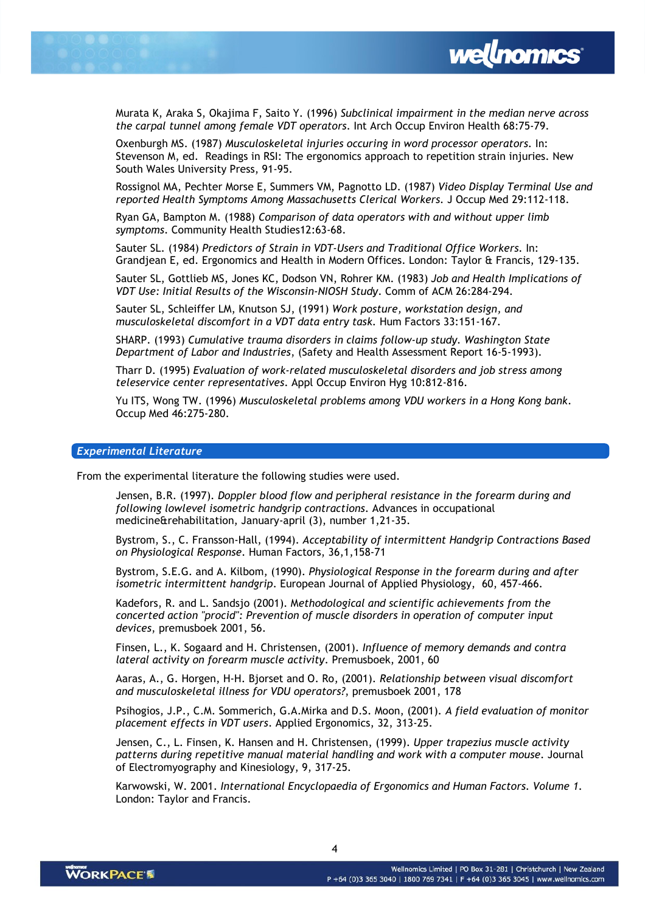Murata K, Araka S, Okajima F, Saito Y. (1996) *Subclinical impairment in the median nerve across the carpal tunnel among female VDT operators*. Int Arch Occup Environ Health 68:75-79.

Oxenburgh MS. (1987) *Musculoskeletal injuries occuring in word processor operators*. In: Stevenson M, ed. Readings in RSI: The ergonomics approach to repetition strain injuries. New South Wales University Press, 91-95.

Rossignol MA, Pechter Morse E, Summers VM, Pagnotto LD. (1987) *Video Display Terminal Use and reported Health Symptoms Among Massachusetts Clerical Workers*. J Occup Med 29:112-118.

Ryan GA, Bampton M. (1988) *Comparison of data operators with and without upper limb symptoms*. Community Health Studies12:63-68.

Sauter SL. (1984) *Predictors of Strain in VDT-Users and Traditional Office Workers*. In: Grandjean E, ed. Ergonomics and Health in Modern Offices. London: Taylor & Francis, 129-135.

Sauter SL, Gottlieb MS, Jones KC, Dodson VN, Rohrer KM. (1983) *Job and Health Implications of VDT Use: Initial Results of the Wisconsin-NIOSH Study*. Comm of ACM 26:284-294.

Sauter SL, Schleiffer LM, Knutson SJ, (1991) *Work posture, workstation design, and musculoskeletal discomfort in a VDT data entry task*. Hum Factors 33:151-167.

SHARP. (1993) *Cumulative trauma disorders in claims follow-up study. Washington State Department of Labor and Industries*, (Safety and Health Assessment Report 16-5-1993).

Tharr D. (1995) *Evaluation of work-related musculoskeletal disorders and job stress among teleservice center representatives*. Appl Occup Environ Hyg 10:812-816.

Yu ITS, Wong TW. (1996) *Musculoskeletal problems among VDU workers in a Hong Kong bank*. Occup Med 46:275-280.

## *Experimental Literature*

From the experimental literature the following studies were used.

Jensen, B.R. (1997). *Doppler blood flow and peripheral resistance in the forearm during and following lowlevel isometric handgrip contractions*. Advances in occupational medicine&rehabilitation, January-april (3), number 1,21-35.

Bystrom, S., C. Fransson-Hall, (1994). *Acceptability of intermittent Handgrip Contractions Based on Physiological Response*. Human Factors, 36,1,158-71

Bystrom, S.E.G. and A. Kilbom, (1990). *Physiological Response in the forearm during and after isometric intermittent handgrip*. European Journal of Applied Physiology, 60, 457-466.

Kadefors, R. and L. Sandsjo (2001). *Methodological and scientific achievements from the concerted action "procid": Prevention of muscle disorders in operation of computer input devices*, premusboek 2001, 56.

Finsen, L., K. Sogaard and H. Christensen, (2001). *Influence of memory demands and contra lateral activity on forearm muscle activity*. Premusboek, 2001, 60

Aaras, A., G. Horgen, H-H. Bjorset and O. Ro, (2001). *Relationship between visual discomfort and musculoskeletal illness for VDU operators?*, premusboek 2001, 178

Psihogios, J.P., C.M. Sommerich, G.A.Mirka and D.S. Moon, (2001). *A field evaluation of monitor placement effects in VDT users*. Applied Ergonomics, 32, 313-25.

Jensen, C., L. Finsen, K. Hansen and H. Christensen, (1999). *Upper trapezius muscle activity patterns during repetitive manual material handling and work with a computer mouse*. Journal of Electromyography and Kinesiology, 9, 317-25.

Karwowski, W. 2001. *International Encyclopaedia of Ergonomics and Human Factors. Volume 1*. London: Taylor and Francis.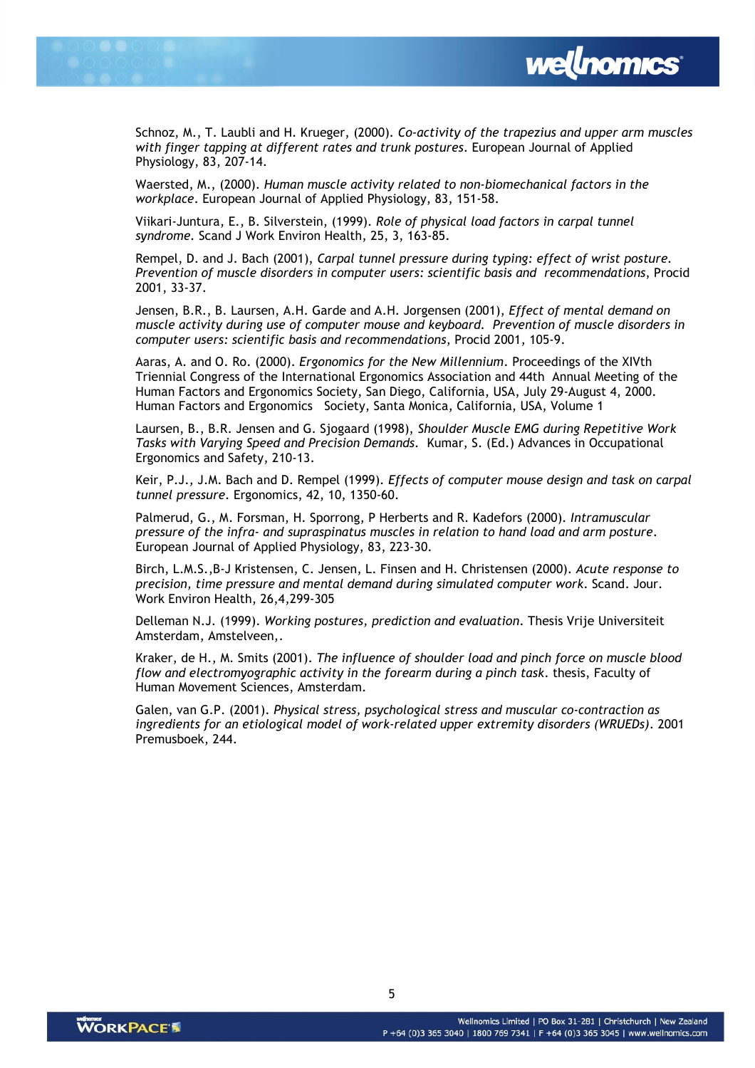Schnoz, M., T. Laubli and H. Krueger, (2000). *Co-activity of the trapezius and upper arm muscles with finger tapping at different rates and trunk postures*. European Journal of Applied Physiology, 83, 207-14.

Waersted, M., (2000). *Human muscle activity related to non-biomechanical factors in the workplace*. European Journal of Applied Physiology, 83, 151-58.

Viikari-Juntura, E., B. Silverstein, (1999). *Role of physical load factors in carpal tunnel syndrome*. Scand J Work Environ Health, 25, 3, 163-85.

Rempel, D. and J. Bach (2001), *Carpal tunnel pressure during typing: effect of wrist posture. Prevention of muscle disorders in computer users: scientific basis and recommendations*, Procid 2001, 33-37.

Jensen, B.R., B. Laursen, A.H. Garde and A.H. Jorgensen (2001), *Effect of mental demand on muscle activity during use of computer mouse and keyboard. Prevention of muscle disorders in computer users: scientific basis and recommendations*, Procid 2001, 105-9.

Aaras, A. and O. Ro. (2000). *Ergonomics for the New Millennium*. Proceedings of the XIVth Triennial Congress of the International Ergonomics Association and 44th Annual Meeting of the Human Factors and Ergonomics Society, San Diego, California, USA, July 29-August 4, 2000. Human Factors and Ergonomics Society, Santa Monica, California, USA, Volume 1

Laursen, B., B.R. Jensen and G. Sjogaard (1998), *Shoulder Muscle EMG during Repetitive Work Tasks with Varying Speed and Precision Demands*. Kumar, S. (Ed.) Advances in Occupational Ergonomics and Safety, 210-13.

Keir, P.J., J.M. Bach and D. Rempel (1999). *Effects of computer mouse design and task on carpal tunnel pressure*. Ergonomics, 42, 10, 1350-60.

Palmerud, G., M. Forsman, H. Sporrong, P Herberts and R. Kadefors (2000). *Intramuscular pressure of the infra- and supraspinatus muscles in relation to hand load and arm posture*. European Journal of Applied Physiology, 83, 223-30.

Birch, L.M.S.,B-J Kristensen, C. Jensen, L. Finsen and H. Christensen (2000). *Acute response to precision, time pressure and mental demand during simulated computer work*. Scand. Jour. Work Environ Health, 26,4,299-305

Delleman N.J. (1999). *Working postures, prediction and evaluation*. Thesis Vrije Universiteit Amsterdam, Amstelveen,.

Kraker, de H., M. Smits (2001). *The influence of shoulder load and pinch force on muscle blood flow and electromyographic activity in the forearm during a pinch task*. thesis, Faculty of Human Movement Sciences, Amsterdam.

Galen, van G.P. (2001). *Physical stress, psychological stress and muscular co-contraction as ingredients for an etiological model of work-related upper extremity disorders (WRUEDs)*. 2001 Premusboek, 244.